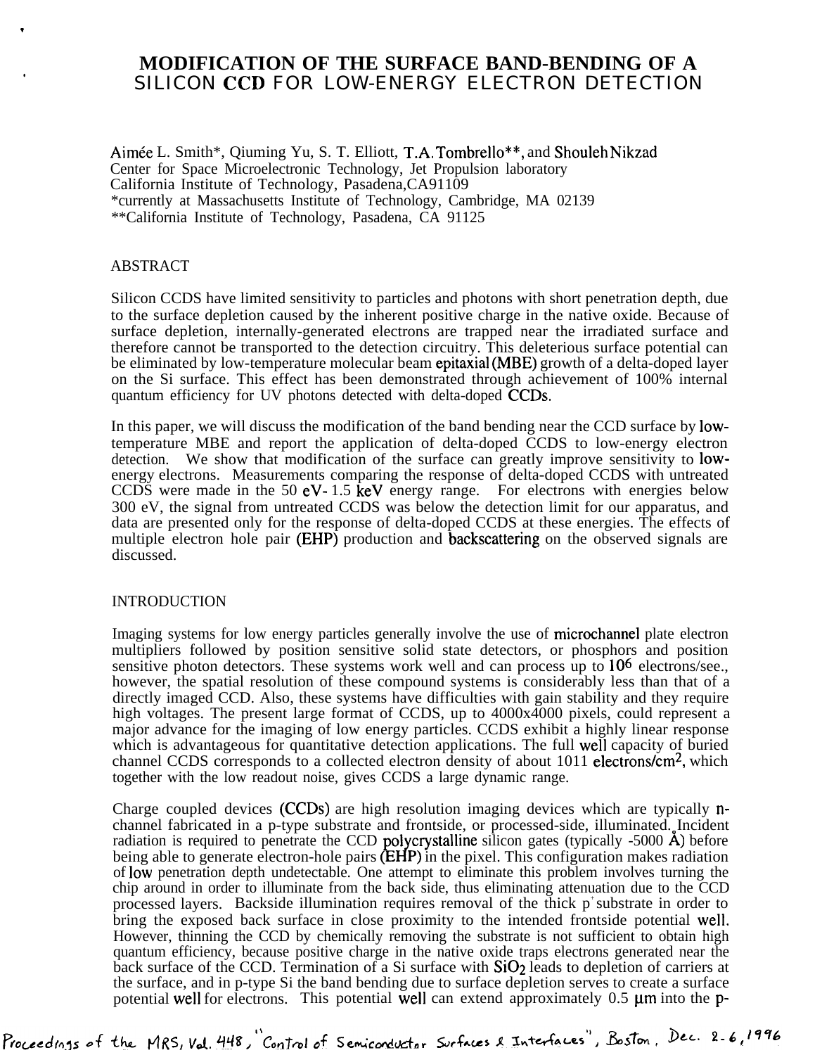# MODIFICATION OF THE SURFACE BAND-BENDING OF A SILICON CCD FOR LOW-ENERGY ELECTRON DETECTION

Aimée L. Smith*, Qiuming Yu, S. T. Elliott, T.A.Tombrello**, and Shouleh Nikzad
Center for Space Microelectronic Technology, Jet Propulsion laboratory
California Institute of Technology, Pasadena,CA91109
*currently at Massachusetts Institute of Technology, Cambridge, MA 02139
**California Institute of Technology, Pasadena, CA 91125

## ABSTRACT

Silicon CCDS have limited sensitivity to particles and photons with short penetration depth, due to the surface depletion caused by the inherent positive charge in the native oxide. Because of surface depletion, internally-generated electrons are trapped near the irradiated surface and therefore cannot be transported to the detection circuitry. This deleterious surface potential can be eliminated by low-temperature molecular beam epitaxial (MBE) growth of a delta-doped layer on the Si surface. This effect has been demonstrated through achievement of 100% internal quantum efficiency for UV photons detected with delta-doped CCDs.

In this paper, we will discuss the modification of the band bending near the CCD surface by low-temperature MBE and report the application of delta-doped CCDS to low-energy electron detection. We show that modification of the surface can greatly improve sensitivity to low-energy electrons. Measurements comparing the response of delta-doped CCDS with untreated CCDS were made in the 50 eV- 1.5 keV energy range. For electrons with energies below 300 eV, the signal from untreated CCDS was below the detection limit for our apparatus, and data are presented only for the response of delta-doped CCDS at these energies. The effects of multiple electron hole pair (EHP) production and backscattering on the observed signals are discussed.

## INTRODUCTION

Imaging systems for low energy particles generally involve the use of microchannel plate electron multipliers followed by position sensitive solid state detectors, or phosphors and position sensitive photon detectors. These systems work well and can process up to $10^6$ electrons/see., however, the spatial resolution of these compound systems is considerably less than that of a directly imaged CCD. Also, these systems have difficulties with gain stability and they require high voltages. The present large format of CCDS, up to 4000x4000 pixels, could represent a major advance for the imaging of low energy particles. CCDS exhibit a highly linear response which is advantageous for quantitative detection applications. The full well capacity of buried channel CCDS corresponds to a collected electron density of about 1011 electrons/cm$^2$, which together with the low readout noise, gives CCDS a large dynamic range.

Charge coupled devices (CCDs) are high resolution imaging devices which are typically n-channel fabricated in a p-type substrate and frontside, or processed-side, illuminated. Incident radiation is required to penetrate the CCD polycrystalline silicon gates (typically -5000 Å) before being able to generate electron-hole pairs (EHP) in the pixel. This configuration makes radiation of low penetration depth undetectable. One attempt to eliminate this problem involves turning the chip around in order to illuminate from the back side, thus eliminating attenuation due to the CCD processed layers. Backside illumination requires removal of the thick p$^+$ substrate in order to bring the exposed back surface in close proximity to the intended frontside potential well. However, thinning the CCD by chemically removing the substrate is not sufficient to obtain high quantum efficiency, because positive charge in the native oxide traps electrons generated near the back surface of the CCD. Termination of a Si surface with $SiO_2$ leads to depletion of carriers at the surface, and in p-type Si the band bending due to surface depletion serves to create a surface potential well for electrons. This potential well can extend approximately 0.5 μm into the p-

Proceedings of the MRS, Vol. 448, "Control of Semiconductor Surfaces & Interfaces", Boston, Dec. 2-6, 1996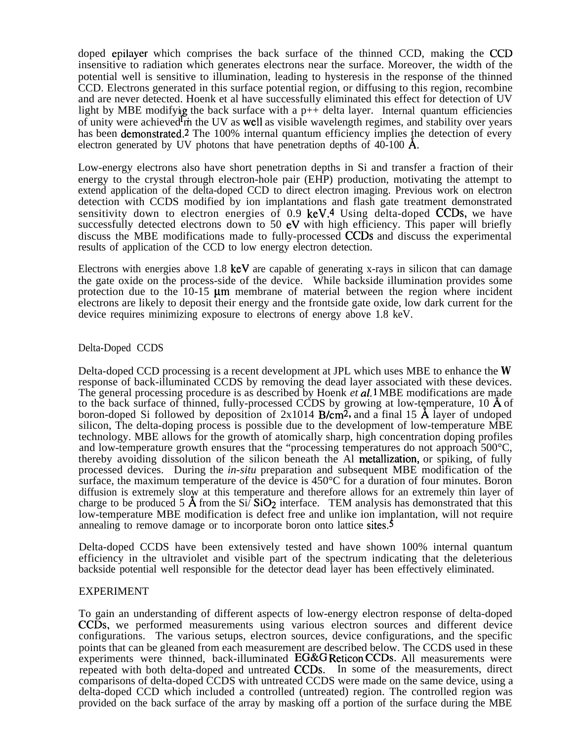doped epilayer which comprises the back surface of the thinned CCD, making the CCD insensitive to radiation which generates electrons near the surface. Moreover, the width of the potential well is sensitive to illumination, leading to hysteresis in the response of the thinned CCD. Electrons generated in this surface potential region, or diffusing to this region, recombine and are never detected. Hoenk et al have successfully eliminated this effect for detection of UV light by MBE modifying the back surface with a p++ delta layer. Internal quantum efficiencies of unity were achieved[1] in the UV as well as visible wavelength regimes, and stability over years has been demonstrated.[2] The 100% internal quantum efficiency implies the detection of every electron generated by UV photons that have penetration depths of 40-100 Å.

Low-energy electrons also have short penetration depths in Si and transfer a fraction of their energy to the crystal through electron-hole pair (EHP) production, motivating the attempt to extend application of the delta-doped CCD to direct electron imaging. Previous work on electron detection with CCDS modified by ion implantations and flash gate treatment demonstrated sensitivity down to electron energies of 0.9 keV.[4] Using delta-doped CCDs, we have successfully detected electrons down to 50 eV with high efficiency. This paper will briefly discuss the MBE modifications made to fully-processed CCDs and discuss the experimental results of application of the CCD to low energy electron detection.

Electrons with energies above 1.8 keV are capable of generating x-rays in silicon that can damage the gate oxide on the process-side of the device. While backside illumination provides some protection due to the 10-15 μm membrane of material between the region where incident electrons are likely to deposit their energy and the frontside gate oxide, low dark current for the device requires minimizing exposure to electrons of energy above 1.8 keV.

## Delta-Doped CCDS

Delta-doped CCD processing is a recent development at JPL which uses MBE to enhance the W response of back-illuminated CCDS by removing the dead layer associated with these devices. The general processing procedure is as described by Hoenk *et al.*[1] MBE modifications are made to the back surface of thinned, fully-processed CCDS by growing at low-temperature, 10 Å of boron-doped Si followed by deposition of $2x10^{14}$ $B/cm^2$, and a final 15 Å layer of undoped silicon, The delta-doping process is possible due to the development of low-temperature MBE technology. MBE allows for the growth of atomically sharp, high concentration doping profiles and low-temperature growth ensures that the "processing temperatures do not approach 500°C, thereby avoiding dissolution of the silicon beneath the Al metallization, or spiking, of fully processed devices. During the *in-situ* preparation and subsequent MBE modification of the surface, the maximum temperature of the device is 450°C for a duration of four minutes. Boron diffusion is extremely slow at this temperature and therefore allows for an extremely thin layer of charge to be produced 5 Å from the Si/ $SiO_2$ interface. TEM analysis has demonstrated that this low-temperature MBE modification is defect free and unlike ion implantation, will not require annealing to remove damage or to incorporate boron onto lattice sites.[5]

Delta-doped CCDS have been extensively tested and have shown 100% internal quantum efficiency in the ultraviolet and visible part of the spectrum indicating that the deleterious backside potential well responsible for the detector dead layer has been effectively eliminated.

## EXPERIMENT

To gain an understanding of different aspects of low-energy electron response of delta-doped CCDs, we performed measurements using various electron sources and different device configurations. The various setups, electron sources, device configurations, and the specific points that can be gleaned from each measurement are described below. The CCDS used in these experiments were thinned, back-illuminated EG&G Reticon CCDs. All measurements were repeated with both delta-doped and untreated CCDs. In some of the measurements, direct comparisons of delta-doped CCDS with untreated CCDS were made on the same device, using a delta-doped CCD which included a controlled (untreated) region. The controlled region was provided on the back surface of the array by masking off a portion of the surface during the MBE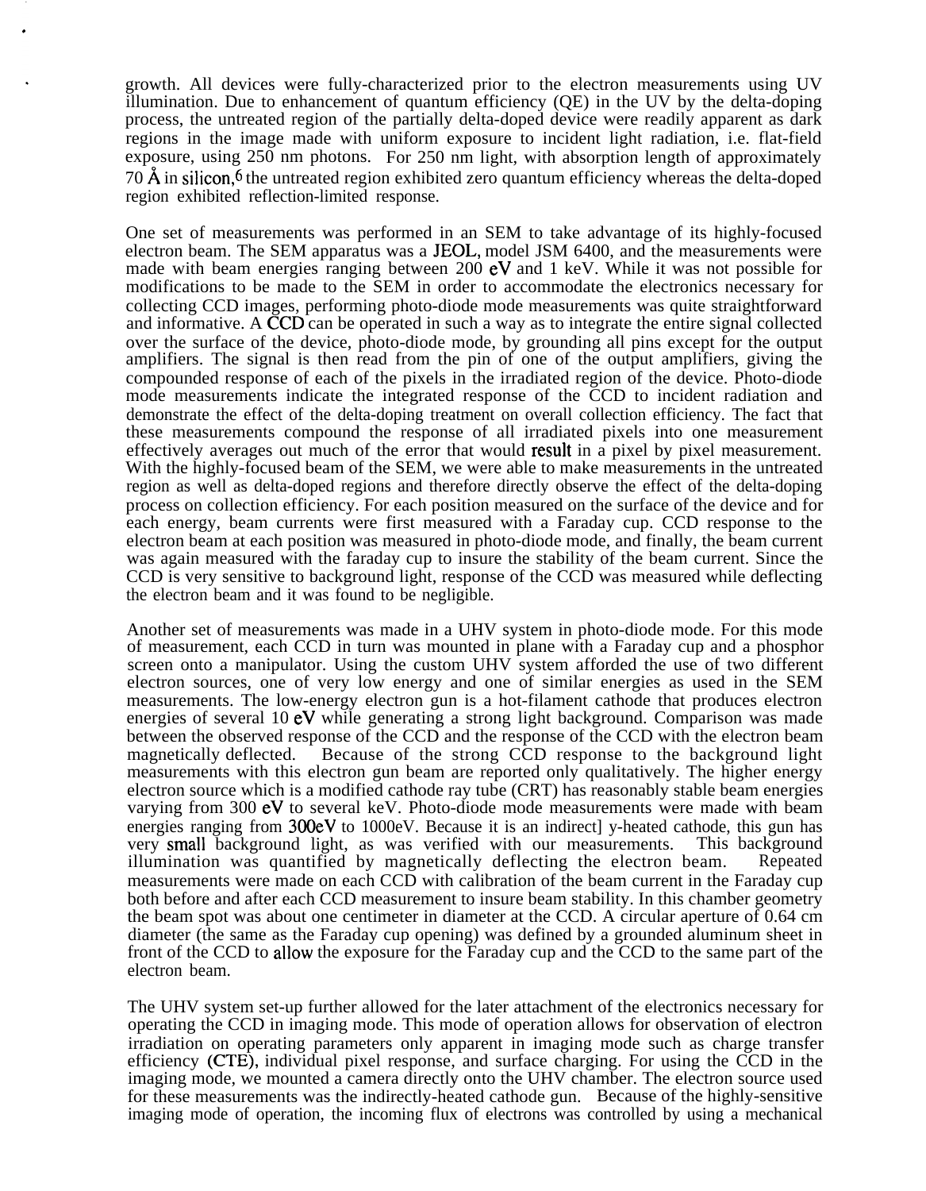growth. All devices were fully-characterized prior to the electron measurements using UV illumination. Due to enhancement of quantum efficiency (QE) in the UV by the delta-doping process, the untreated region of the partially delta-doped device were readily apparent as dark regions in the image made with uniform exposure to incident light radiation, i.e. flat-field exposure, using 250 nm photons. For 250 nm light, with absorption length of approximately 70 Å in silicon,[6] the untreated region exhibited zero quantum efficiency whereas the delta-doped region exhibited reflection-limited response.

One set of measurements was performed in an SEM to take advantage of its highly-focused electron beam. The SEM apparatus was a JEOL, model JSM 6400, and the measurements were made with beam energies ranging between 200 eV and 1 keV. While it was not possible for modifications to be made to the SEM in order to accommodate the electronics necessary for collecting CCD images, performing photo-diode mode measurements was quite straightforward and informative. A CCD can be operated in such a way as to integrate the entire signal collected over the surface of the device, photo-diode mode, by grounding all pins except for the output amplifiers. The signal is then read from the pin of one of the output amplifiers, giving the compounded response of each of the pixels in the irradiated region of the device. Photo-diode mode measurements indicate the integrated response of the CCD to incident radiation and demonstrate the effect of the delta-doping treatment on overall collection efficiency. The fact that these measurements compound the response of all irradiated pixels into one measurement effectively averages out much of the error that would result in a pixel by pixel measurement. With the highly-focused beam of the SEM, we were able to make measurements in the untreated region as well as delta-doped regions and therefore directly observe the effect of the delta-doping process on collection efficiency. For each position measured on the surface of the device and for each energy, beam currents were first measured with a Faraday cup. CCD response to the electron beam at each position was measured in photo-diode mode, and finally, the beam current was again measured with the faraday cup to insure the stability of the beam current. Since the CCD is very sensitive to background light, response of the CCD was measured while deflecting the electron beam and it was found to be negligible.

Another set of measurements was made in a UHV system in photo-diode mode. For this mode of measurement, each CCD in turn was mounted in plane with a Faraday cup and a phosphor screen onto a manipulator. Using the custom UHV system afforded the use of two different electron sources, one of very low energy and one of similar energies as used in the SEM measurements. The low-energy electron gun is a hot-filament cathode that produces electron energies of several 10 eV while generating a strong light background. Comparison was made between the observed response of the CCD and the response of the CCD with the electron beam magnetically deflected. Because of the strong CCD response to the background light measurements with this electron gun beam are reported only qualitatively. The higher energy electron source which is a modified cathode ray tube (CRT) has reasonably stable beam energies varying from 300 eV to several keV. Photo-diode mode measurements were made with beam energies ranging from 300eV to 1000eV. Because it is an indirect] y-heated cathode, this gun has very small background light, as was verified with our measurements. This background illumination was quantified by magnetically deflecting the electron beam. Repeated measurements were made on each CCD with calibration of the beam current in the Faraday cup both before and after each CCD measurement to insure beam stability. In this chamber geometry the beam spot was about one centimeter in diameter at the CCD. A circular aperture of 0.64 cm diameter (the same as the Faraday cup opening) was defined by a grounded aluminum sheet in front of the CCD to allow the exposure for the Faraday cup and the CCD to the same part of the electron beam.

The UHV system set-up further allowed for the later attachment of the electronics necessary for operating the CCD in imaging mode. This mode of operation allows for observation of electron irradiation on operating parameters only apparent in imaging mode such as charge transfer efficiency (CTE), individual pixel response, and surface charging. For using the CCD in the imaging mode, we mounted a camera directly onto the UHV chamber. The electron source used for these measurements was the indirectly-heated cathode gun. Because of the highly-sensitive imaging mode of operation, the incoming flux of electrons was controlled by using a mechanical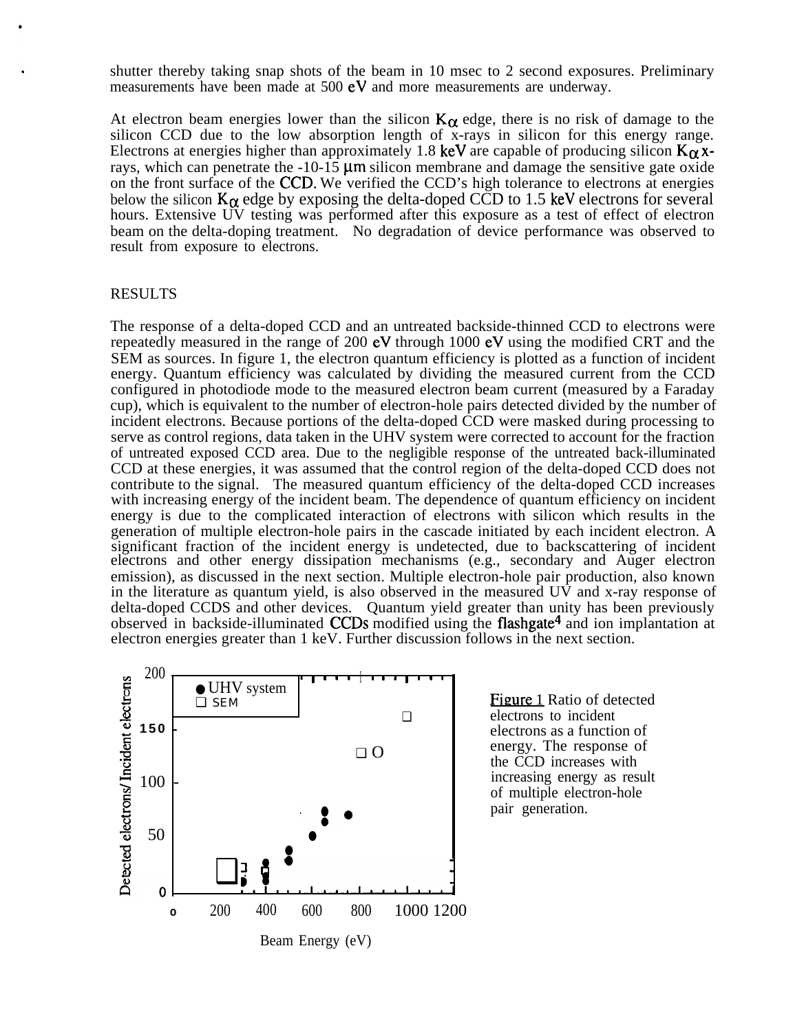shutter thereby taking snap shots of the beam in 10 msec to 2 second exposures. Preliminary measurements have been made at 500 eV and more measurements are underway.

At electron beam energies lower than the silicon $K_\alpha$ edge, there is no risk of damage to the silicon CCD due to the low absorption length of x-rays in silicon for this energy range. Electrons at energies higher than approximately 1.8 keV are capable of producing silicon $K_\alpha$ x-rays, which can penetrate the -10-15 μm silicon membrane and damage the sensitive gate oxide on the front surface of the CCD. We verified the CCD's high tolerance to electrons at energies below the silicon $K_\alpha$ edge by exposing the delta-doped CCD to 1.5 keV electrons for several hours. Extensive UV testing was performed after this exposure as a test of effect of electron beam on the delta-doping treatment. No degradation of device performance was observed to result from exposure to electrons.

## RESULTS

The response of a delta-doped CCD and an untreated backside-thinned CCD to electrons were repeatedly measured in the range of 200 eV through 1000 eV using the modified CRT and the SEM as sources. In figure 1, the electron quantum efficiency is plotted as a function of incident energy. Quantum efficiency was calculated by dividing the measured current from the CCD configured in photodiode mode to the measured electron beam current (measured by a Faraday cup), which is equivalent to the number of electron-hole pairs detected divided by the number of incident electrons. Because portions of the delta-doped CCD were masked during processing to serve as control regions, data taken in the UHV system were corrected to account for the fraction of untreated exposed CCD area. Due to the negligible response of the untreated back-illuminated CCD at these energies, it was assumed that the control region of the delta-doped CCD does not contribute to the signal. The measured quantum efficiency of the delta-doped CCD increases with increasing energy of the incident beam. The dependence of quantum efficiency on incident energy is due to the complicated interaction of electrons with silicon which results in the generation of multiple electron-hole pairs in the cascade initiated by each incident electron. A significant fraction of the incident energy is undetected, due to backscattering of incident electrons and other energy dissipation mechanisms (e.g., secondary and Auger electron emission), as discussed in the next section. Multiple electron-hole pair production, also known in the literature as quantum yield, is also observed in the measured UV and x-ray response of delta-doped CCDS and other devices. Quantum yield greater than unity has been previously observed in backside-illuminated CCDs modified using the flashgate[4] and ion implantation at electron energies greater than 1 keV. Further discussion follows in the next section.

● UHV system
❑ SEM

Detected electrons/Incident electrons

200
150
100
50
0

0 200 400 600 800 1000 1200

Beam Energy (eV)

Figure 1 Ratio of detected electrons to incident electrons as a function of energy. The response of the CCD increases with increasing energy as result of multiple electron-hole pair generation.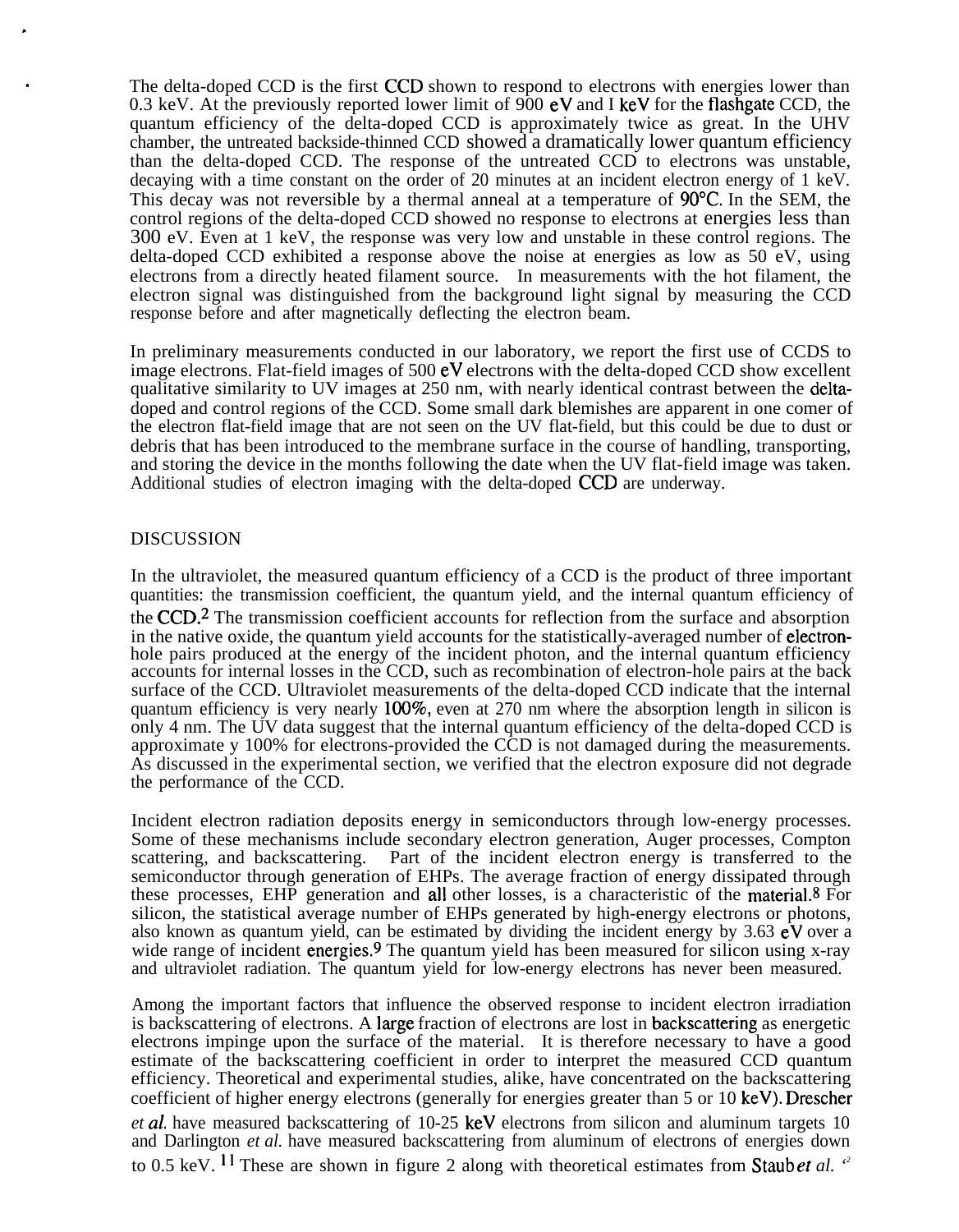The delta-doped CCD is the first CCD shown to respond to electrons with energies lower than 0.3 keV. At the previously reported lower limit of 900 eV and I keV for the flashgate CCD, the quantum efficiency of the delta-doped CCD is approximately twice as great. In the UHV chamber, the untreated backside-thinned CCD showed a dramatically lower quantum efficiency than the delta-doped CCD. The response of the untreated CCD to electrons was unstable, decaying with a time constant on the order of 20 minutes at an incident electron energy of 1 keV. This decay was not reversible by a thermal anneal at a temperature of 90°C. In the SEM, the control regions of the delta-doped CCD showed no response to electrons at energies less than 300 eV. Even at 1 keV, the response was very low and unstable in these control regions. The delta-doped CCD exhibited a response above the noise at energies as low as 50 eV, using electrons from a directly heated filament source. In measurements with the hot filament, the electron signal was distinguished from the background light signal by measuring the CCD response before and after magnetically deflecting the electron beam.

In preliminary measurements conducted in our laboratory, we report the first use of CCDS to image electrons. Flat-field images of 500 eV electrons with the delta-doped CCD show excellent qualitative similarity to UV images at 250 nm, with nearly identical contrast between the delta-doped and control regions of the CCD. Some small dark blemishes are apparent in one comer of the electron flat-field image that are not seen on the UV flat-field, but this could be due to dust or debris that has been introduced to the membrane surface in the course of handling, transporting, and storing the device in the months following the date when the UV flat-field image was taken. Additional studies of electron imaging with the delta-doped CCD are underway.

## DISCUSSION

In the ultraviolet, the measured quantum efficiency of a CCD is the product of three important quantities: the transmission coefficient, the quantum yield, and the internal quantum efficiency of the CCD.[2] The transmission coefficient accounts for reflection from the surface and absorption in the native oxide, the quantum yield accounts for the statistically-averaged number of electron-hole pairs produced at the energy of the incident photon, and the internal quantum efficiency accounts for internal losses in the CCD, such as recombination of electron-hole pairs at the back surface of the CCD. Ultraviolet measurements of the delta-doped CCD indicate that the internal quantum efficiency is very nearly 100%, even at 270 nm where the absorption length in silicon is only 4 nm. The UV data suggest that the internal quantum efficiency of the delta-doped CCD is approximate y 100% for electrons-provided the CCD is not damaged during the measurements. As discussed in the experimental section, we verified that the electron exposure did not degrade the performance of the CCD.

Incident electron radiation deposits energy in semiconductors through low-energy processes. Some of these mechanisms include secondary electron generation, Auger processes, Compton scattering, and backscattering. Part of the incident electron energy is transferred to the semiconductor through generation of EHPs. The average fraction of energy dissipated through these processes, EHP generation and all other losses, is a characteristic of the material.[8] For silicon, the statistical average number of EHPs generated by high-energy electrons or photons, also known as quantum yield, can be estimated by dividing the incident energy by 3.63 eV over a wide range of incident energies.[9] The quantum yield has been measured for silicon using x-ray and ultraviolet radiation. The quantum yield for low-energy electrons has never been measured.

Among the important factors that influence the observed response to incident electron irradiation is backscattering of electrons. A large fraction of electrons are lost in backscattering as energetic electrons impinge upon the surface of the material. It is therefore necessary to have a good estimate of the backscattering coefficient in order to interpret the measured CCD quantum efficiency. Theoretical and experimental studies, alike, have concentrated on the backscattering coefficient of higher energy electrons (generally for energies greater than 5 or 10 keV). Drescher *et al.* have measured backscattering of 10-25 keV electrons from silicon and aluminum targets [10] and Darlington *et al.* have measured backscattering from aluminum of electrons of energies down to 0.5 keV.[11] These are shown in figure 2 along with theoretical estimates from Staub *et al.* [12]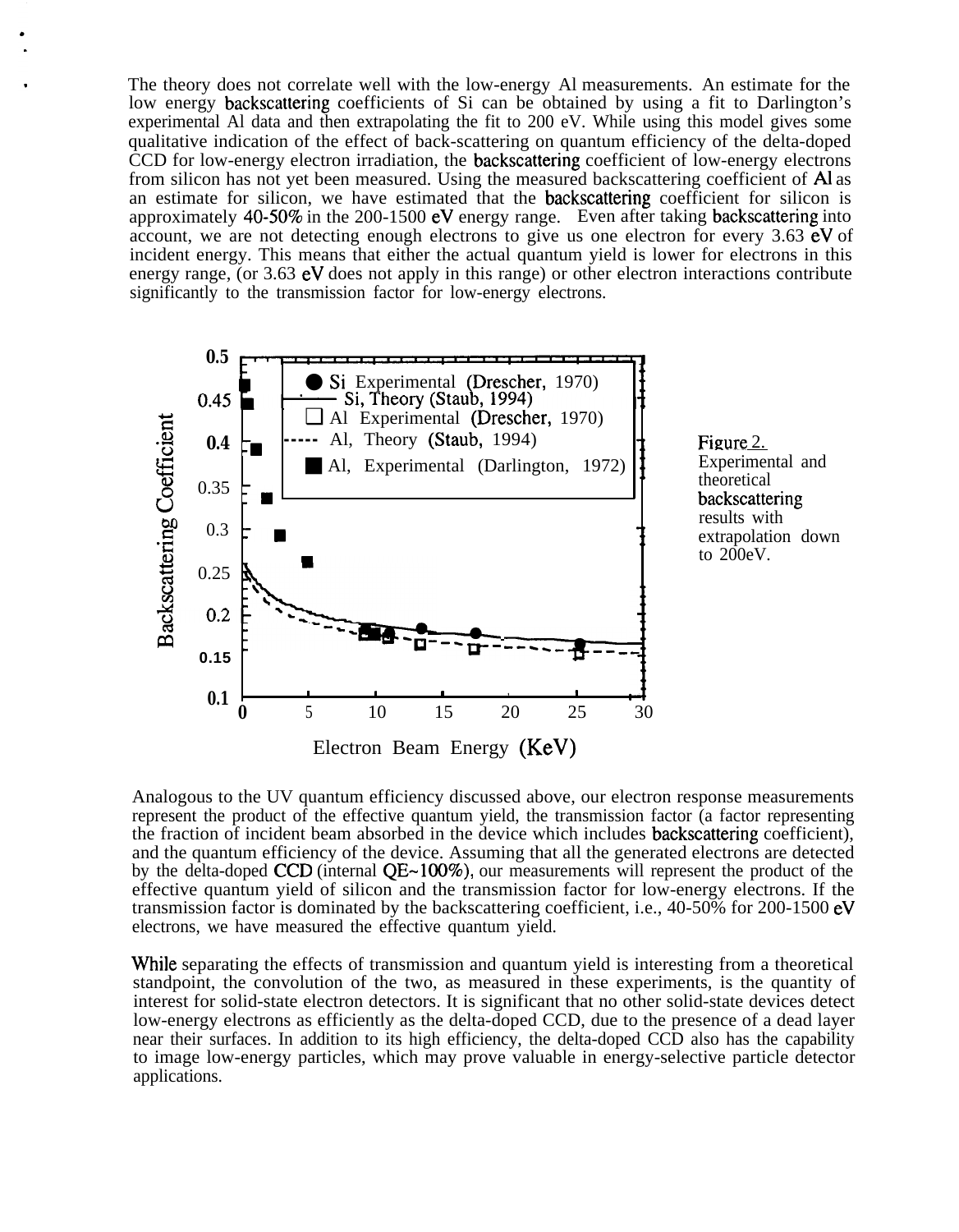The theory does not correlate well with the low-energy Al measurements. An estimate for the low energy backscattering coefficients of Si can be obtained by using a fit to Darlington's experimental Al data and then extrapolating the fit to 200 eV. While using this model gives some qualitative indication of the effect of back-scattering on quantum efficiency of the delta-doped CCD for low-energy electron irradiation, the backscattering coefficient of low-energy electrons from silicon has not yet been measured. Using the measured backscattering coefficient of Al as an estimate for silicon, we have estimated that the backscattering coefficient for silicon is approximately 40-50% in the 200-1500 eV energy range. Even after taking backscattering into account, we are not detecting enough electrons to give us one electron for every 3.63 eV of incident energy. This means that either the actual quantum yield is lower for electrons in this energy range, (or 3.63 eV does not apply in this range) or other electron interactions contribute significantly to the transmission factor for low-energy electrons.

Figure 2. Experimental and theoretical backscattering results with extrapolation down to 200eV.

Analogous to the UV quantum efficiency discussed above, our electron response measurements represent the product of the effective quantum yield, the transmission factor (a factor representing the fraction of incident beam absorbed in the device which includes backscattering coefficient), and the quantum efficiency of the device. Assuming that all the generated electrons are detected by the delta-doped CCD (internal QE~100%), our measurements will represent the product of the effective quantum yield of silicon and the transmission factor for low-energy electrons. If the transmission factor is dominated by the backscattering coefficient, i.e., 40-50% for 200-1500 eV electrons, we have measured the effective quantum yield.

While separating the effects of transmission and quantum yield is interesting from a theoretical standpoint, the convolution of the two, as measured in these experiments, is the quantity of interest for solid-state electron detectors. It is significant that no other solid-state devices detect low-energy electrons as efficiently as the delta-doped CCD, due to the presence of a dead layer near their surfaces. In addition to its high efficiency, the delta-doped CCD also has the capability to image low-energy particles, which may prove valuable in energy-selective particle detector applications.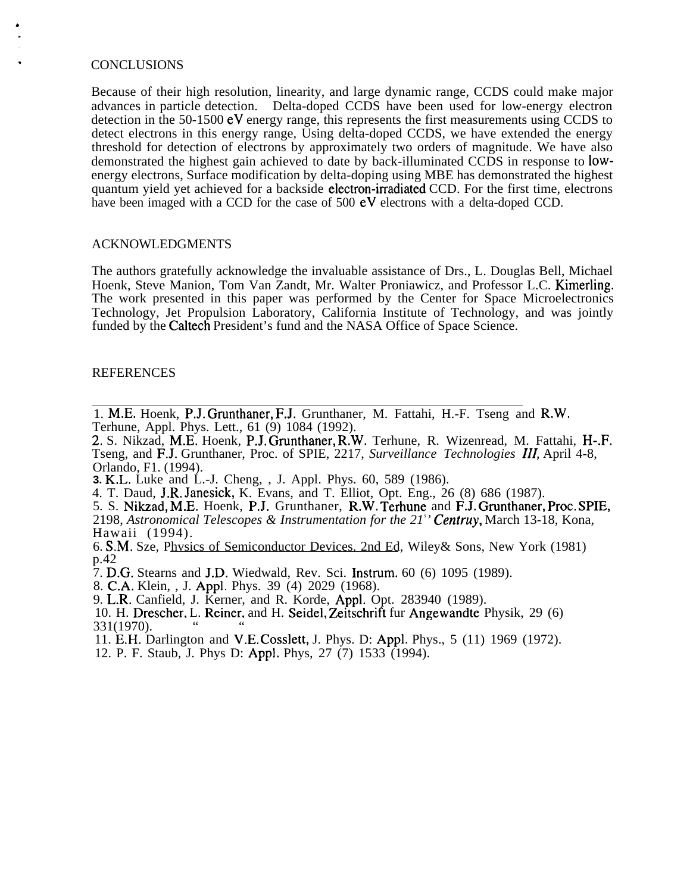## CONCLUSIONS

Because of their high resolution, linearity, and large dynamic range, CCDS could make major advances in particle detection. Delta-doped CCDS have been used for low-energy electron detection in the 50-1500 eV energy range, this represents the first measurements using CCDS to detect electrons in this energy range, Using delta-doped CCDS, we have extended the energy threshold for detection of electrons by approximately two orders of magnitude. We have also demonstrated the highest gain achieved to date by back-illuminated CCDS in response to low-energy electrons, Surface modification by delta-doping using MBE has demonstrated the highest quantum yield yet achieved for a backside electron-irradiated CCD. For the first time, electrons have been imaged with a CCD for the case of 500 eV electrons with a delta-doped CCD.

## ACKNOWLEDGMENTS

The authors gratefully acknowledge the invaluable assistance of Drs., L. Douglas Bell, Michael Hoenk, Steve Manion, Tom Van Zandt, Mr. Walter Proniawicz, and Professor L.C. Kimerling. The work presented in this paper was performed by the Center for Space Microelectronics Technology, Jet Propulsion Laboratory, California Institute of Technology, and was jointly funded by the Caltech President's fund and the NASA Office of Space Science.

## REFERENCES

1. M.E. Hoenk, P.J. Grunthaner, F.J. Grunthaner, M. Fattahi, H.-F. Tseng and R.W. Terhune, Appl. Phys. Lett., 61 (9) 1084 (1992).
2. S. Nikzad, M.E. Hoenk, P.J. Grunthaner, R.W. Terhune, R. Wizenread, M. Fattahi, H-.F. Tseng, and F.J. Grunthaner, Proc. of SPIE, 2217, *Surveillance Technologies III*, April 4-8, Orlando, F1. (1994).
3. K.L. Luke and L.-J. Cheng, , J. Appl. Phys. 60, 589 (1986).
4. T. Daud, J.R. Janesick, K. Evans, and T. Elliot, Opt. Eng., 26 (8) 686 (1987).
5. S. Nikzad, M.E. Hoenk, P.J. Grunthaner, R.W. Terhune and F.J. Grunthaner, Proc. SPIE, 2198, *Astronomical Telescopes & Instrumentation for the 21s' Centruy*, March 13-18, Kona, Hawaii (1994).
6. S.M. Sze, Phvsics of Semiconductor Devices. 2nd Ed, Wiley& Sons, New York (1981) p.42
7. D.G. Stearns and J.D. Wiedwald, Rev. Sci. Instrum. 60 (6) 1095 (1989).
8. C.A. Klein, , J. Appl. Phys. 39 (4) 2029 (1968).
9. L.R. Canfield, J. Kerner, and R. Korde, Appl. Opt. 283940 (1989).
10. H. Drescher, L. Reiner, and H. Seidel, Zeitschrift fur Angewandte Physik, 29 (6) 331(1970).
11. E.H. Darlington and V.E. Cosslett, J. Phys. D: Appl. Phys., 5 (11) 1969 (1972).
12. P. F. Staub, J. Phys D: Appl. Phys, 27 (7) 1533 (1994).